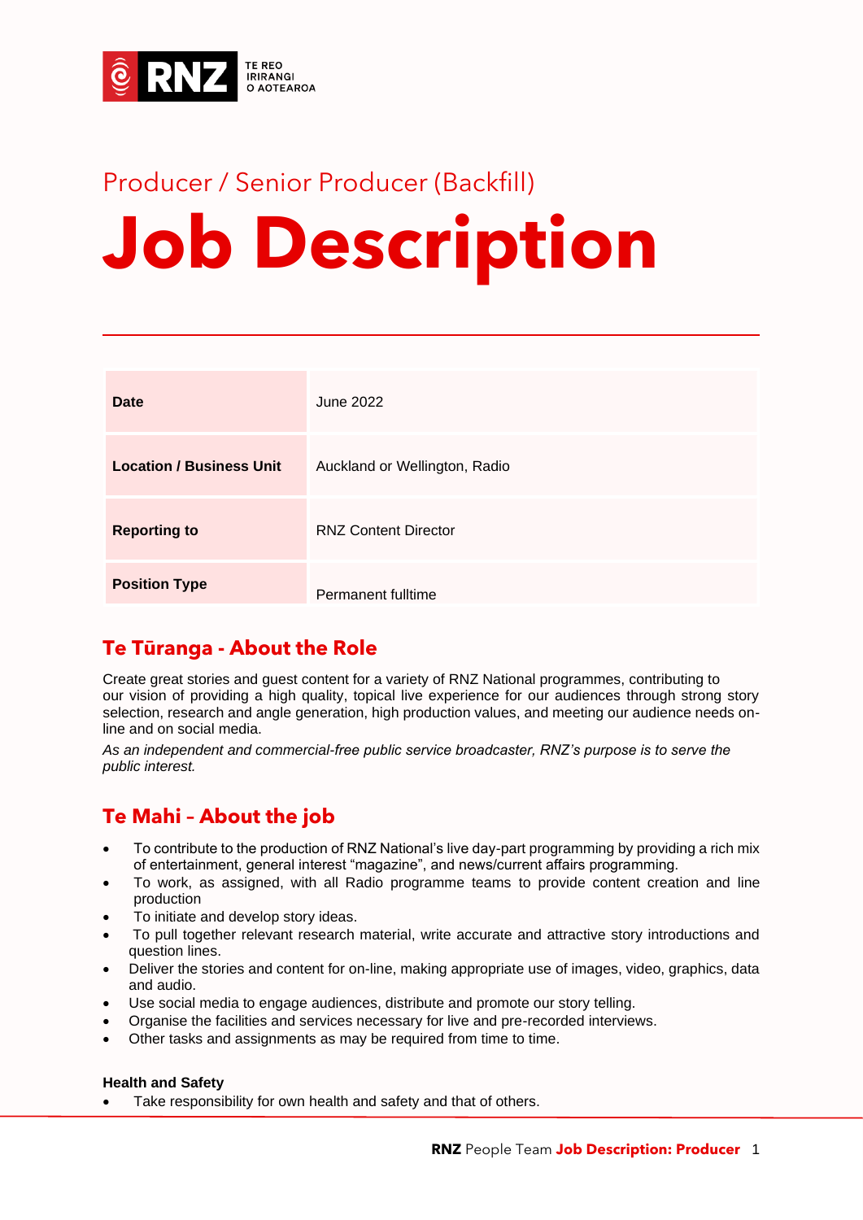Producer / Senior Producer (Backfill)

# Job Description

| Date | June 2022 |
| --- | --- |
| Location / Business Unit | Auckland or Wellington, Radio |
| Reporting to | RNZ Content Director |
| Position Type | Permanent fulltime |

## Te Tūranga - About the Role

Create great stories and guest content for a variety of RNZ National programmes, contributing to our vision of providing a high quality, topical live experience for our audiences through strong story selection, research and angle generation, high production values, and meeting our audience needs on-line and on social media.

*As an independent and commercial-free public service broadcaster, RNZ's purpose is to serve the public interest.*

## Te Mahi – About the job

- To contribute to the production of RNZ National's live day-part programming by providing a rich mix of entertainment, general interest "magazine", and news/current affairs programming.
- To work, as assigned, with all Radio programme teams to provide content creation and line production
- To initiate and develop story ideas.
- To pull together relevant research material, write accurate and attractive story introductions and question lines.
- Deliver the stories and content for on-line, making appropriate use of images, video, graphics, data and audio.
- Use social media to engage audiences, distribute and promote our story telling.
- Organise the facilities and services necessary for live and pre-recorded interviews.
- Other tasks and assignments as may be required from time to time.

**Health and Safety**

- Take responsibility for own health and safety and that of others.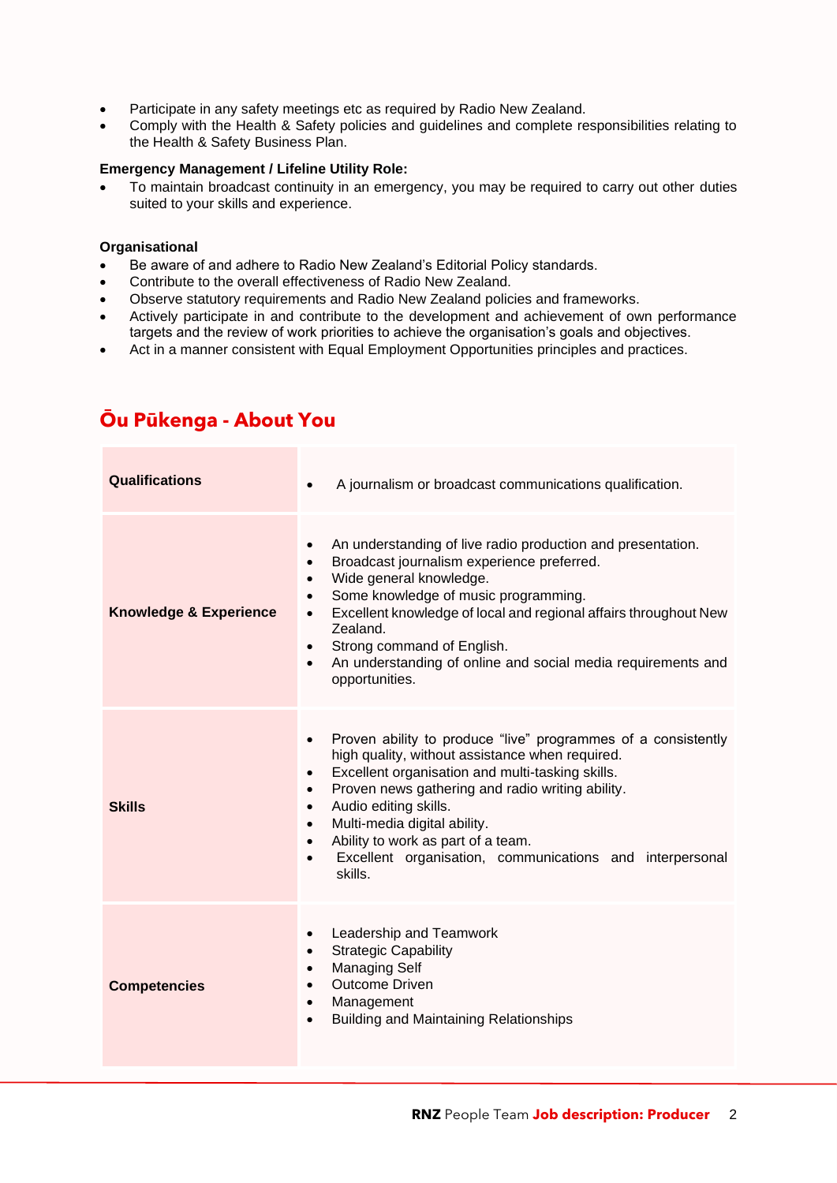- Participate in any safety meetings etc as required by Radio New Zealand.
- Comply with the Health & Safety policies and guidelines and complete responsibilities relating to the Health & Safety Business Plan.

**Emergency Management / Lifeline Utility Role:**

- To maintain broadcast continuity in an emergency, you may be required to carry out other duties suited to your skills and experience.

**Organisational**

- Be aware of and adhere to Radio New Zealand's Editorial Policy standards.
- Contribute to the overall effectiveness of Radio New Zealand.
- Observe statutory requirements and Radio New Zealand policies and frameworks.
- Actively participate in and contribute to the development and achievement of own performance targets and the review of work priorities to achieve the organisation's goals and objectives.
- Act in a manner consistent with Equal Employment Opportunities principles and practices.

## Ōu Pūkenga - About You

| | |
|---|---|
| **Qualifications** | • A journalism or broadcast communications qualification. |
| **Knowledge & Experience** | • An understanding of live radio production and presentation.<br>• Broadcast journalism experience preferred.<br>• Wide general knowledge.<br>• Some knowledge of music programming.<br>• Excellent knowledge of local and regional affairs throughout New Zealand.<br>• Strong command of English.<br>• An understanding of online and social media requirements and opportunities. |
| **Skills** | • Proven ability to produce "live" programmes of a consistently high quality, without assistance when required.<br>• Excellent organisation and multi-tasking skills.<br>• Proven news gathering and radio writing ability.<br>• Audio editing skills.<br>• Multi-media digital ability.<br>• Ability to work as part of a team.<br>• Excellent organisation, communications and interpersonal skills. |
| **Competencies** | • Leadership and Teamwork<br>• Strategic Capability<br>• Managing Self<br>• Outcome Driven<br>• Management<br>• Building and Maintaining Relationships |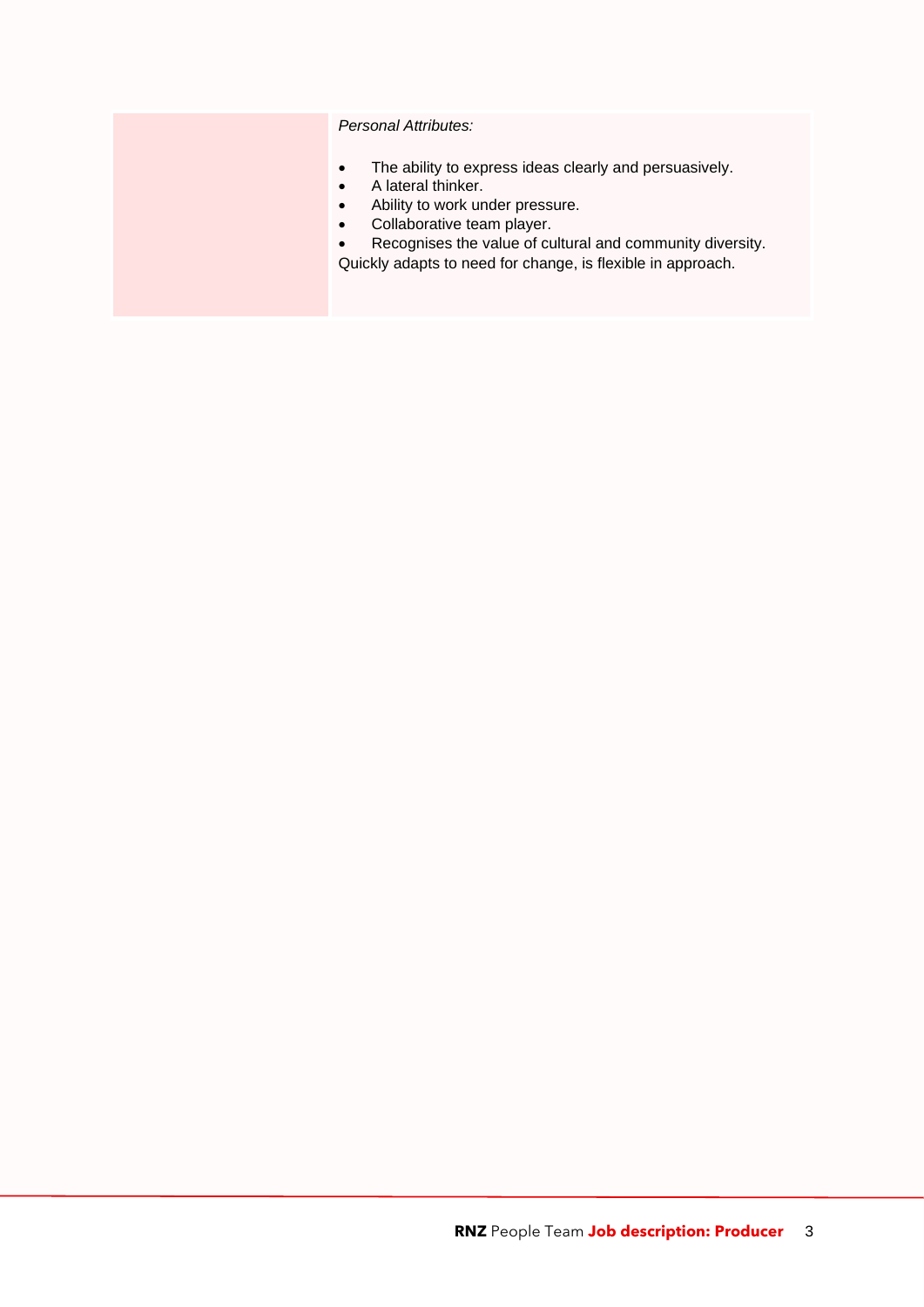| | *Personal Attributes:*<br><br>• The ability to express ideas clearly and persuasively.<br>• A lateral thinker.<br>• Ability to work under pressure.<br>• Collaborative team player.<br>• Recognises the value of cultural and community diversity.<br>Quickly adapts to need for change, is flexible in approach. |
|---|---|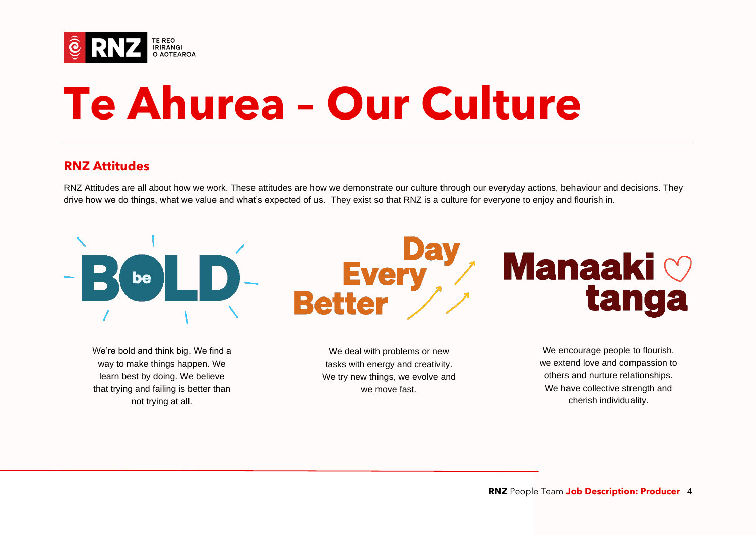# Te Ahurea – Our Culture

## RNZ Attitudes

RNZ Attitudes are all about how we work. These attitudes are how we demonstrate our culture through our everyday actions, behaviour and decisions. They drive how we do things, what we value and what's expected of us. They exist so that RNZ is a culture for everyone to enjoy and flourish in.

### be BOLD

We're bold and think big. We find a way to make things happen. We learn best by doing. We believe that trying and failing is better than not trying at all.

### Better Every Day

We deal with problems or new tasks with energy and creativity. We try new things, we evolve and we move fast.

### Manaakitanga

We encourage people to flourish. we extend love and compassion to others and nurture relationships. We have collective strength and cherish individuality.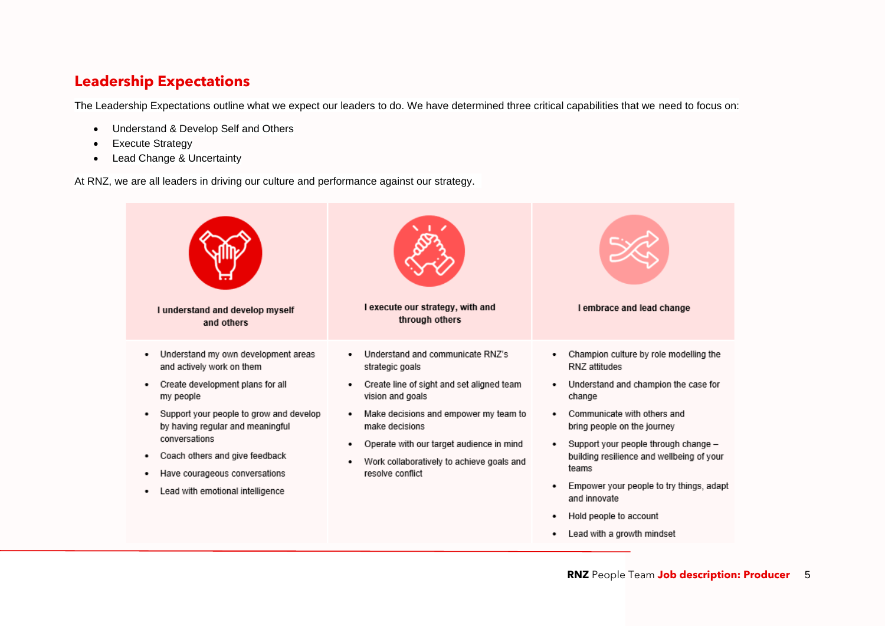## Leadership Expectations

The Leadership Expectations outline what we expect our leaders to do. We have determined three critical capabilities that we need to focus on:

- Understand & Develop Self and Others
- Execute Strategy
- Lead Change & Uncertainty

At RNZ, we are all leaders in driving our culture and performance against our strategy.

| I understand and develop myself and others | I execute our strategy, with and through others | I embrace and lead change |
|---|---|---|
| • Understand my own development areas and actively work on them<br>• Create development plans for all my people<br>• Support your people to grow and develop by having regular and meaningful conversations<br>• Coach others and give feedback<br>• Have courageous conversations<br>• Lead with emotional intelligence | • Understand and communicate RNZ's strategic goals<br>• Create line of sight and set aligned team vision and goals<br>• Make decisions and empower my team to make decisions<br>• Operate with our target audience in mind<br>• Work collaboratively to achieve goals and resolve conflict | • Champion culture by role modelling the RNZ attitudes<br>• Understand and champion the case for change<br>• Communicate with others and bring people on the journey<br>• Support your people through change – building resilience and wellbeing of your teams<br>• Empower your people to try things, adapt and innovate<br>• Hold people to account<br>• Lead with a growth mindset |